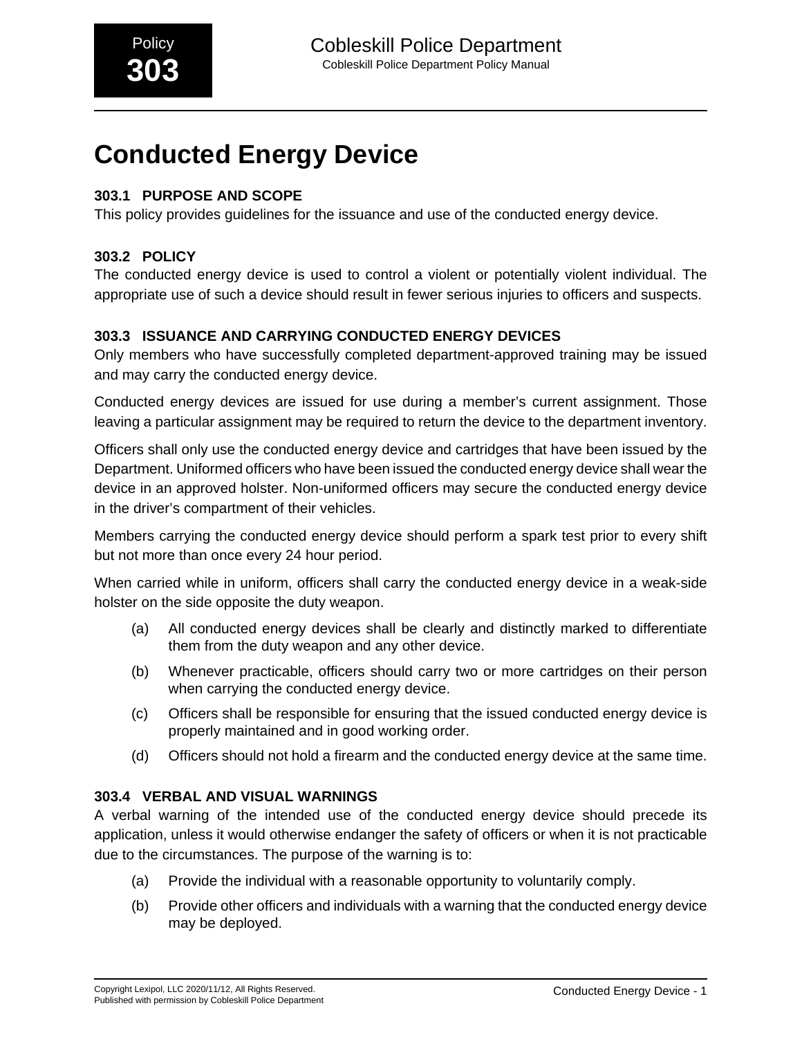# Conducted Energy Device

### 303.1 PURPOSE AND SCOPE

This policy provides guidelines for the issuance and use of the conducted energy device.

### 303.2 POLICY

The conducted energy device is used to control a violent or potentially violent individual. The appropriate use of such a device should result in fewer serious injuries to officers and suspects.

### 303.3 ISSUANCE AND CARRYING CONDUCTED ENERGY DEVICES

Only members who have successfully completed department-approved training may be issued and may carry the conducted energy device.

Conducted energy devices are issued for use during a member's current assignment. Those leaving a particular assignment may be required to return the device to the department inventory.

Officers shall only use the conducted energy device and cartridges that have been issued by the Department. Uniformed officers who have been issued the conducted energy device shall wear the device in an approved holster. Non-uniformed officers may secure the conducted energy device in the driver's compartment of their vehicles.

Members carrying the conducted energy device should perform a spark test prior to every shift but not more than once every 24 hour period.

When carried while in uniform, officers shall carry the conducted energy device in a weak-side holster on the side opposite the duty weapon.

(a) All conducted energy devices shall be clearly and distinctly marked to differentiate them from the duty weapon and any other device.

(b) Whenever practicable, officers should carry two or more cartridges on their person when carrying the conducted energy device.

(c) Officers shall be responsible for ensuring that the issued conducted energy device is properly maintained and in good working order.

(d) Officers should not hold a firearm and the conducted energy device at the same time.

### 303.4 VERBAL AND VISUAL WARNINGS

A verbal warning of the intended use of the conducted energy device should precede its application, unless it would otherwise endanger the safety of officers or when it is not practicable due to the circumstances. The purpose of the warning is to:

(a) Provide the individual with a reasonable opportunity to voluntarily comply.

(b) Provide other officers and individuals with a warning that the conducted energy device may be deployed.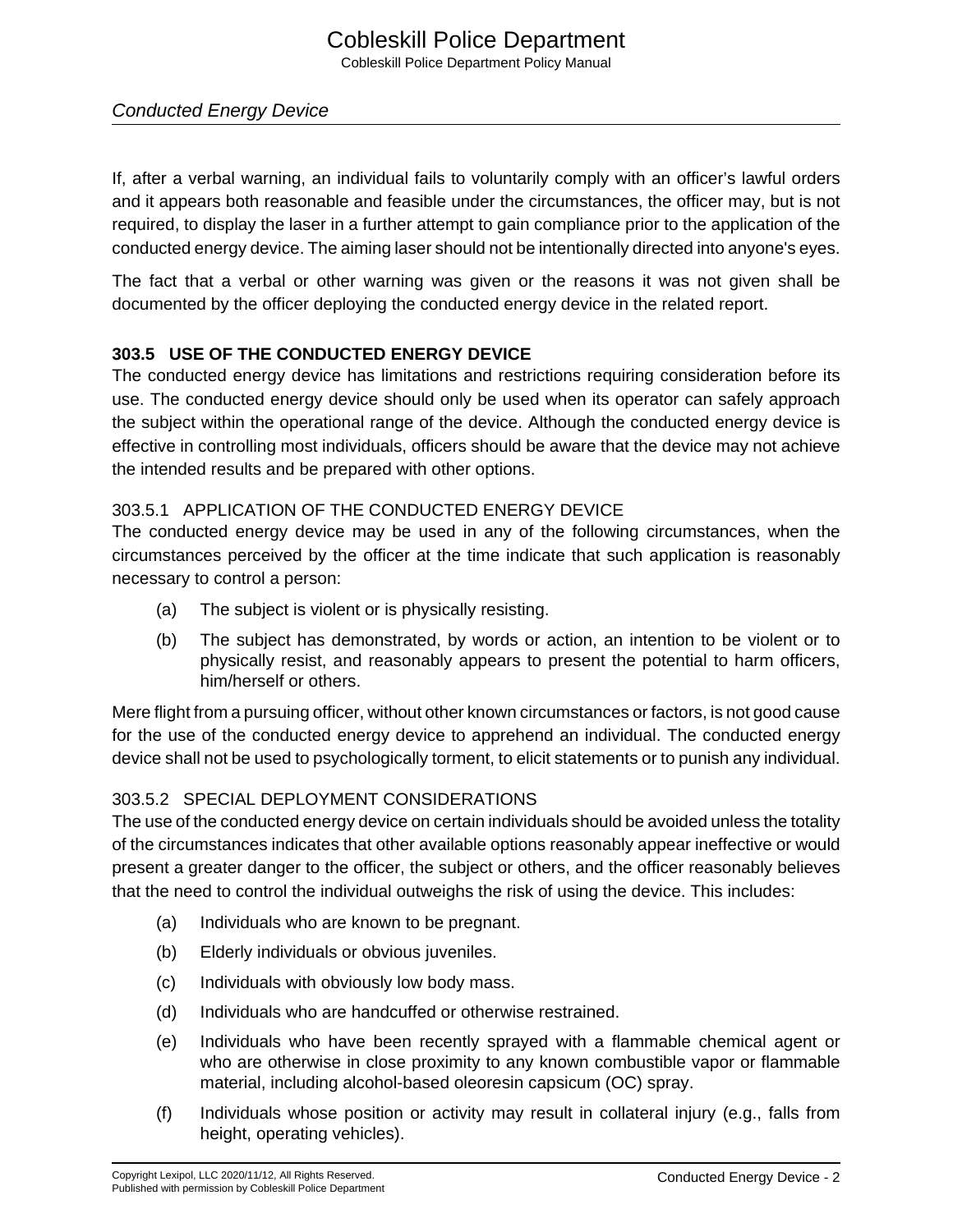If, after a verbal warning, an individual fails to voluntarily comply with an officer's lawful orders and it appears both reasonable and feasible under the circumstances, the officer may, but is not required, to display the laser in a further attempt to gain compliance prior to the application of the conducted energy device. The aiming laser should not be intentionally directed into anyone's eyes.

The fact that a verbal or other warning was given or the reasons it was not given shall be documented by the officer deploying the conducted energy device in the related report.

## 303.5 USE OF THE CONDUCTED ENERGY DEVICE

The conducted energy device has limitations and restrictions requiring consideration before its use. The conducted energy device should only be used when its operator can safely approach the subject within the operational range of the device. Although the conducted energy device is effective in controlling most individuals, officers should be aware that the device may not achieve the intended results and be prepared with other options.

### 303.5.1 APPLICATION OF THE CONDUCTED ENERGY DEVICE

The conducted energy device may be used in any of the following circumstances, when the circumstances perceived by the officer at the time indicate that such application is reasonably necessary to control a person:

(a) The subject is violent or is physically resisting.

(b) The subject has demonstrated, by words or action, an intention to be violent or to physically resist, and reasonably appears to present the potential to harm officers, him/herself or others.

Mere flight from a pursuing officer, without other known circumstances or factors, is not good cause for the use of the conducted energy device to apprehend an individual. The conducted energy device shall not be used to psychologically torment, to elicit statements or to punish any individual.

### 303.5.2 SPECIAL DEPLOYMENT CONSIDERATIONS

The use of the conducted energy device on certain individuals should be avoided unless the totality of the circumstances indicates that other available options reasonably appear ineffective or would present a greater danger to the officer, the subject or others, and the officer reasonably believes that the need to control the individual outweighs the risk of using the device. This includes:

(a) Individuals who are known to be pregnant.

(b) Elderly individuals or obvious juveniles.

(c) Individuals with obviously low body mass.

(d) Individuals who are handcuffed or otherwise restrained.

(e) Individuals who have been recently sprayed with a flammable chemical agent or who are otherwise in close proximity to any known combustible vapor or flammable material, including alcohol-based oleoresin capsicum (OC) spray.

(f) Individuals whose position or activity may result in collateral injury (e.g., falls from height, operating vehicles).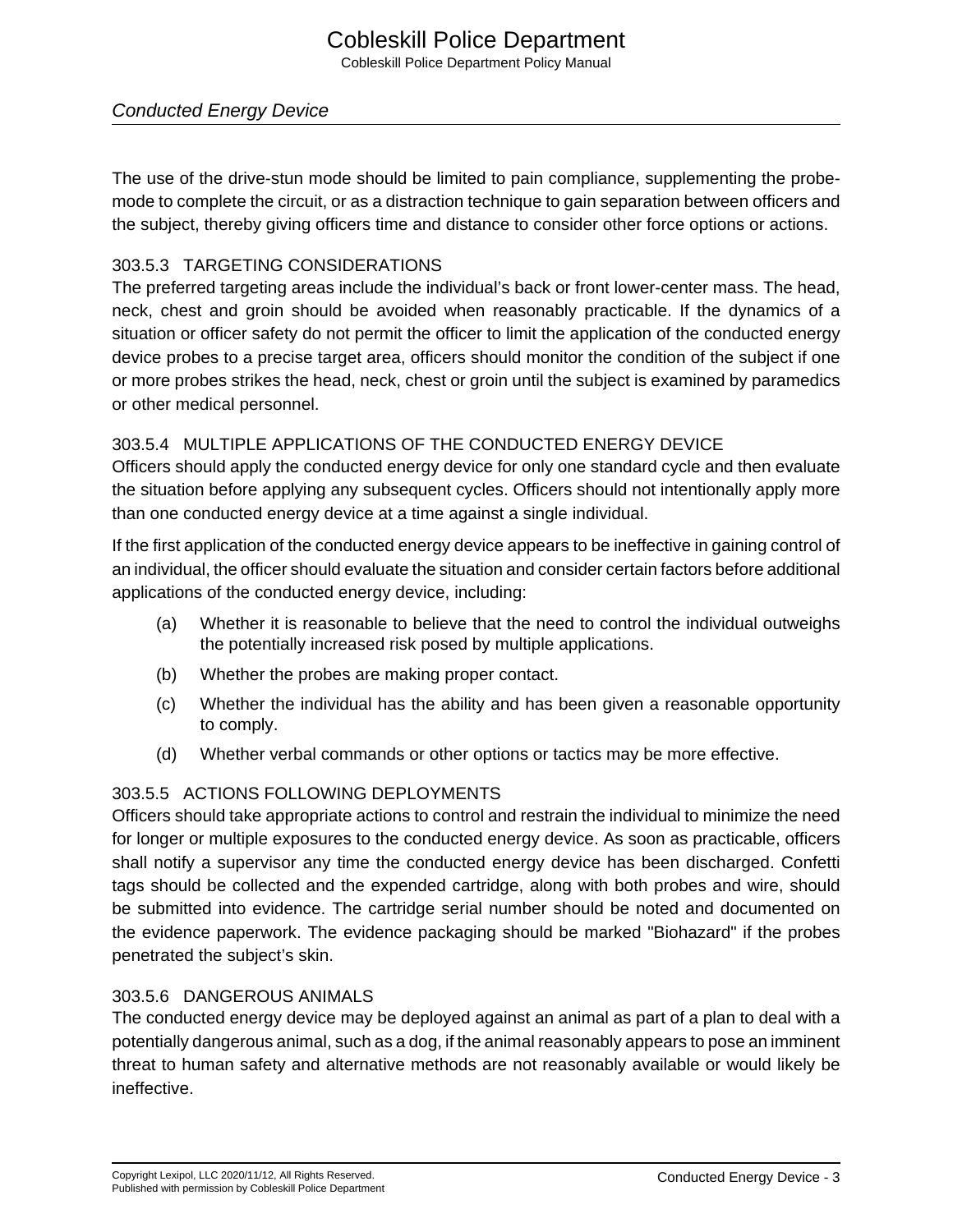The use of the drive-stun mode should be limited to pain compliance, supplementing the probe-mode to complete the circuit, or as a distraction technique to gain separation between officers and the subject, thereby giving officers time and distance to consider other force options or actions.

### 303.5.3 TARGETING CONSIDERATIONS

The preferred targeting areas include the individual’s back or front lower-center mass. The head, neck, chest and groin should be avoided when reasonably practicable. If the dynamics of a situation or officer safety do not permit the officer to limit the application of the conducted energy device probes to a precise target area, officers should monitor the condition of the subject if one or more probes strikes the head, neck, chest or groin until the subject is examined by paramedics or other medical personnel.

### 303.5.4 MULTIPLE APPLICATIONS OF THE CONDUCTED ENERGY DEVICE

Officers should apply the conducted energy device for only one standard cycle and then evaluate the situation before applying any subsequent cycles. Officers should not intentionally apply more than one conducted energy device at a time against a single individual.

If the first application of the conducted energy device appears to be ineffective in gaining control of an individual, the officer should evaluate the situation and consider certain factors before additional applications of the conducted energy device, including:

(a) Whether it is reasonable to believe that the need to control the individual outweighs the potentially increased risk posed by multiple applications.

(b) Whether the probes are making proper contact.

(c) Whether the individual has the ability and has been given a reasonable opportunity to comply.

(d) Whether verbal commands or other options or tactics may be more effective.

### 303.5.5 ACTIONS FOLLOWING DEPLOYMENTS

Officers should take appropriate actions to control and restrain the individual to minimize the need for longer or multiple exposures to the conducted energy device. As soon as practicable, officers shall notify a supervisor any time the conducted energy device has been discharged. Confetti tags should be collected and the expended cartridge, along with both probes and wire, should be submitted into evidence. The cartridge serial number should be noted and documented on the evidence paperwork. The evidence packaging should be marked "Biohazard" if the probes penetrated the subject’s skin.

### 303.5.6 DANGEROUS ANIMALS

The conducted energy device may be deployed against an animal as part of a plan to deal with a potentially dangerous animal, such as a dog, if the animal reasonably appears to pose an imminent threat to human safety and alternative methods are not reasonably available or would likely be ineffective.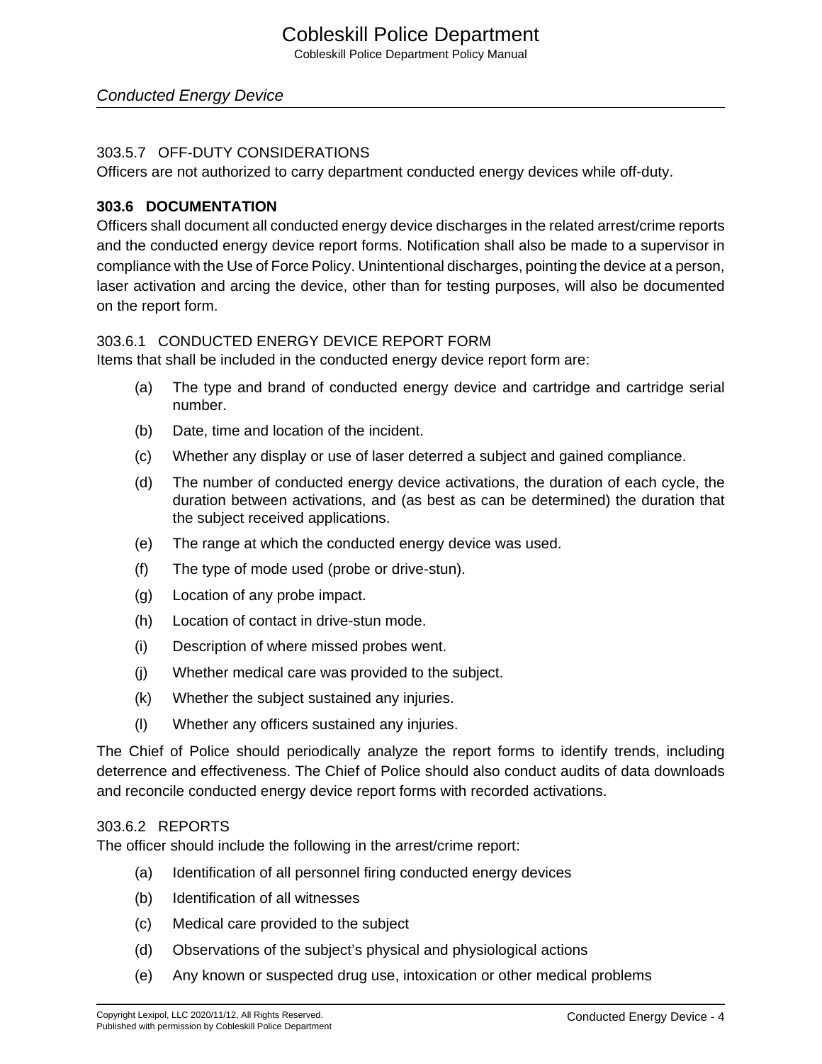#### 303.5.7 OFF-DUTY CONSIDERATIONS

Officers are not authorized to carry department conducted energy devices while off-duty.

### 303.6 DOCUMENTATION

Officers shall document all conducted energy device discharges in the related arrest/crime reports and the conducted energy device report forms. Notification shall also be made to a supervisor in compliance with the Use of Force Policy. Unintentional discharges, pointing the device at a person, laser activation and arcing the device, other than for testing purposes, will also be documented on the report form.

#### 303.6.1 CONDUCTED ENERGY DEVICE REPORT FORM

Items that shall be included in the conducted energy device report form are:

(a) The type and brand of conducted energy device and cartridge and cartridge serial number.

(b) Date, time and location of the incident.

(c) Whether any display or use of laser deterred a subject and gained compliance.

(d) The number of conducted energy device activations, the duration of each cycle, the duration between activations, and (as best as can be determined) the duration that the subject received applications.

(e) The range at which the conducted energy device was used.

(f) The type of mode used (probe or drive-stun).

(g) Location of any probe impact.

(h) Location of contact in drive-stun mode.

(i) Description of where missed probes went.

(j) Whether medical care was provided to the subject.

(k) Whether the subject sustained any injuries.

(l) Whether any officers sustained any injuries.

The Chief of Police should periodically analyze the report forms to identify trends, including deterrence and effectiveness. The Chief of Police should also conduct audits of data downloads and reconcile conducted energy device report forms with recorded activations.

#### 303.6.2 REPORTS

The officer should include the following in the arrest/crime report:

(a) Identification of all personnel firing conducted energy devices

(b) Identification of all witnesses

(c) Medical care provided to the subject

(d) Observations of the subject's physical and physiological actions

(e) Any known or suspected drug use, intoxication or other medical problems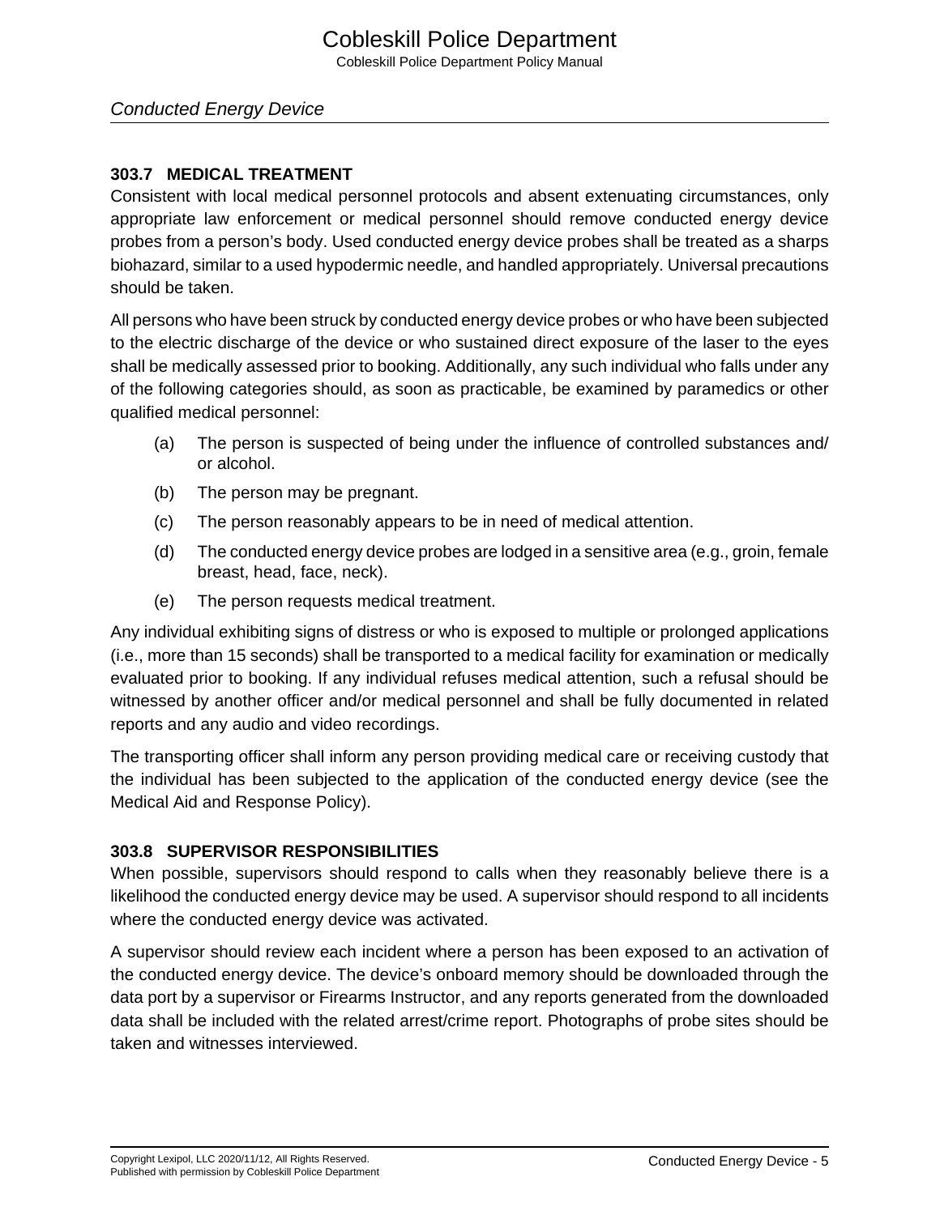### 303.7 MEDICAL TREATMENT

Consistent with local medical personnel protocols and absent extenuating circumstances, only appropriate law enforcement or medical personnel should remove conducted energy device probes from a person's body. Used conducted energy device probes shall be treated as a sharps biohazard, similar to a used hypodermic needle, and handled appropriately. Universal precautions should be taken.

All persons who have been struck by conducted energy device probes or who have been subjected to the electric discharge of the device or who sustained direct exposure of the laser to the eyes shall be medically assessed prior to booking. Additionally, any such individual who falls under any of the following categories should, as soon as practicable, be examined by paramedics or other qualified medical personnel:

(a) The person is suspected of being under the influence of controlled substances and/ or alcohol.

(b) The person may be pregnant.

(c) The person reasonably appears to be in need of medical attention.

(d) The conducted energy device probes are lodged in a sensitive area (e.g., groin, female breast, head, face, neck).

(e) The person requests medical treatment.

Any individual exhibiting signs of distress or who is exposed to multiple or prolonged applications (i.e., more than 15 seconds) shall be transported to a medical facility for examination or medically evaluated prior to booking. If any individual refuses medical attention, such a refusal should be witnessed by another officer and/or medical personnel and shall be fully documented in related reports and any audio and video recordings.

The transporting officer shall inform any person providing medical care or receiving custody that the individual has been subjected to the application of the conducted energy device (see the Medical Aid and Response Policy).

### 303.8 SUPERVISOR RESPONSIBILITIES

When possible, supervisors should respond to calls when they reasonably believe there is a likelihood the conducted energy device may be used. A supervisor should respond to all incidents where the conducted energy device was activated.

A supervisor should review each incident where a person has been exposed to an activation of the conducted energy device. The device's onboard memory should be downloaded through the data port by a supervisor or Firearms Instructor, and any reports generated from the downloaded data shall be included with the related arrest/crime report. Photographs of probe sites should be taken and witnesses interviewed.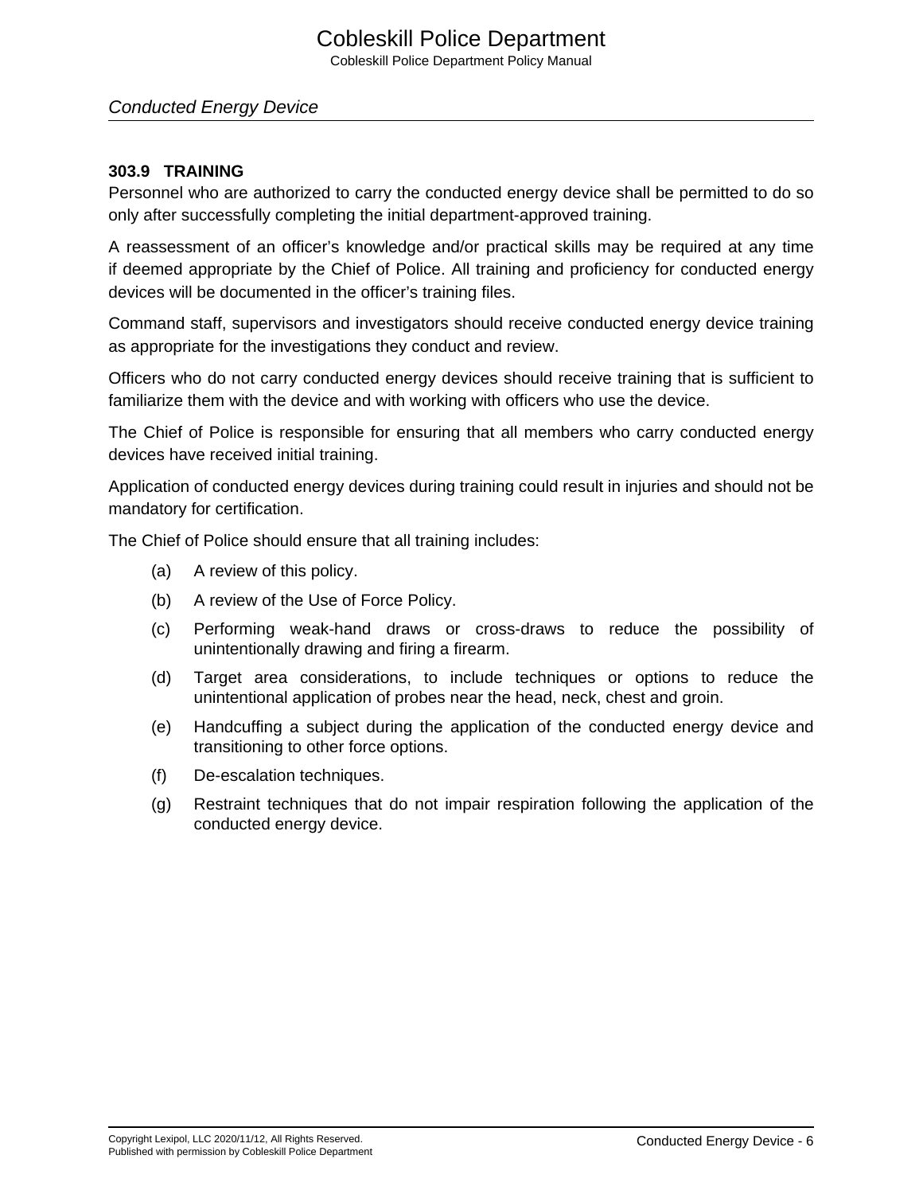### 303.9 TRAINING

Personnel who are authorized to carry the conducted energy device shall be permitted to do so only after successfully completing the initial department-approved training.

A reassessment of an officer's knowledge and/or practical skills may be required at any time if deemed appropriate by the Chief of Police. All training and proficiency for conducted energy devices will be documented in the officer's training files.

Command staff, supervisors and investigators should receive conducted energy device training as appropriate for the investigations they conduct and review.

Officers who do not carry conducted energy devices should receive training that is sufficient to familiarize them with the device and with working with officers who use the device.

The Chief of Police is responsible for ensuring that all members who carry conducted energy devices have received initial training.

Application of conducted energy devices during training could result in injuries and should not be mandatory for certification.

The Chief of Police should ensure that all training includes:

(a) A review of this policy.

(b) A review of the Use of Force Policy.

(c) Performing weak-hand draws or cross-draws to reduce the possibility of unintentionally drawing and firing a firearm.

(d) Target area considerations, to include techniques or options to reduce the unintentional application of probes near the head, neck, chest and groin.

(e) Handcuffing a subject during the application of the conducted energy device and transitioning to other force options.

(f) De-escalation techniques.

(g) Restraint techniques that do not impair respiration following the application of the conducted energy device.